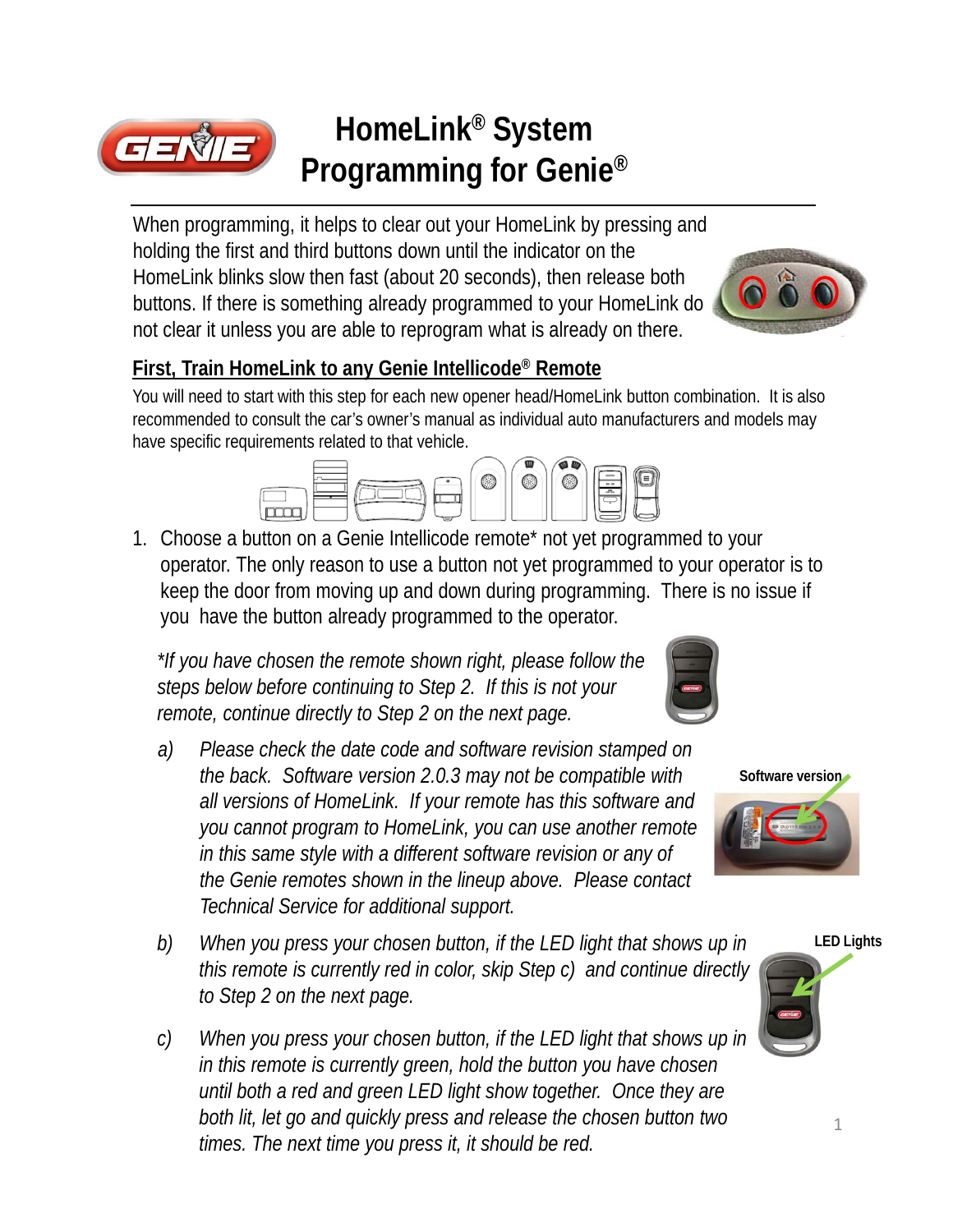# HomeLink® System Programming for Genie®

When programming, it helps to clear out your HomeLink by pressing and holding the first and third buttons down until the indicator on the HomeLink blinks slow then fast (about 20 seconds), then release both buttons. If there is something already programmed to your HomeLink do not clear it unless you are able to reprogram what is already on there.

## First, Train HomeLink to any Genie Intellicode® Remote

You will need to start with this step for each new opener head/HomeLink button combination. It is also recommended to consult the car's owner's manual as individual auto manufacturers and models may have specific requirements related to that vehicle.

1. Choose a button on a Genie Intellicode remote* not yet programmed to your operator. The only reason to use a button not yet programmed to your operator is to keep the door from moving up and down during programming. There is no issue if you have the button already programmed to the operator.

   *\*If you have chosen the remote shown right, please follow the steps below before continuing to Step 2. If this is not your remote, continue directly to Step 2 on the next page.*

   a) *Please check the date code and software revision stamped on the back. Software version 2.0.3 may not be compatible with all versions of HomeLink. If your remote has this software and you cannot program to HomeLink, you can use another remote in this same style with a different software revision or any of the Genie remotes shown in the lineup above. Please contact Technical Service for additional support.*

   **Software version**

   b) *When you press your chosen button, if the LED light that shows up in this remote is currently red in color, skip Step c) and continue directly to Step 2 on the next page.*

   **LED Lights**

   c) *When you press your chosen button, if the LED light that shows up in in this remote is currently green, hold the button you have chosen until both a red and green LED light show together. Once they are both lit, let go and quickly press and release the chosen button two times. The next time you press it, it should be red.*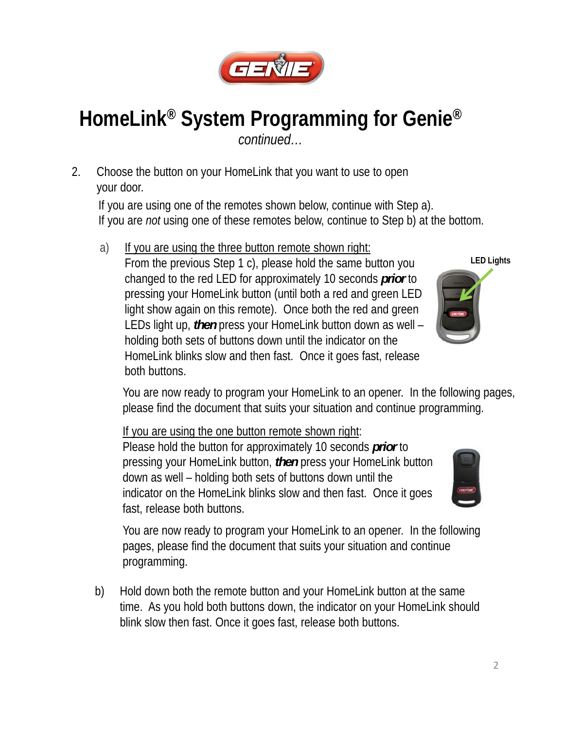# HomeLink® System Programming for Genie®

*continued…*

2. Choose the button on your HomeLink that you want to use to open your door.

   If you are using one of the remotes shown below, continue with Step a).
   If you are *not* using one of these remotes below, continue to Step b) at the bottom.

   a) If you are using the three button remote shown right:
   From the previous Step 1 c), please hold the same button you changed to the red LED for approximately 10 seconds ***prior*** to pressing your HomeLink button (until both a red and green LED light show again on this remote). Once both the red and green LEDs light up, ***then*** press your HomeLink button down as well – holding both sets of buttons down until the indicator on the HomeLink blinks slow and then fast. Once it goes fast, release both buttons.

   **LED Lights**

   You are now ready to program your HomeLink to an opener. In the following pages, please find the document that suits your situation and continue programming.

   If you are using the one button remote shown right:
   Please hold the button for approximately 10 seconds ***prior*** to pressing your HomeLink button, ***then*** press your HomeLink button down as well – holding both sets of buttons down until the indicator on the HomeLink blinks slow and then fast. Once it goes fast, release both buttons.

   You are now ready to program your HomeLink to an opener. In the following pages, please find the document that suits your situation and continue programming.

   b) Hold down both the remote button and your HomeLink button at the same time. As you hold both buttons down, the indicator on your HomeLink should blink slow then fast. Once it goes fast, release both buttons.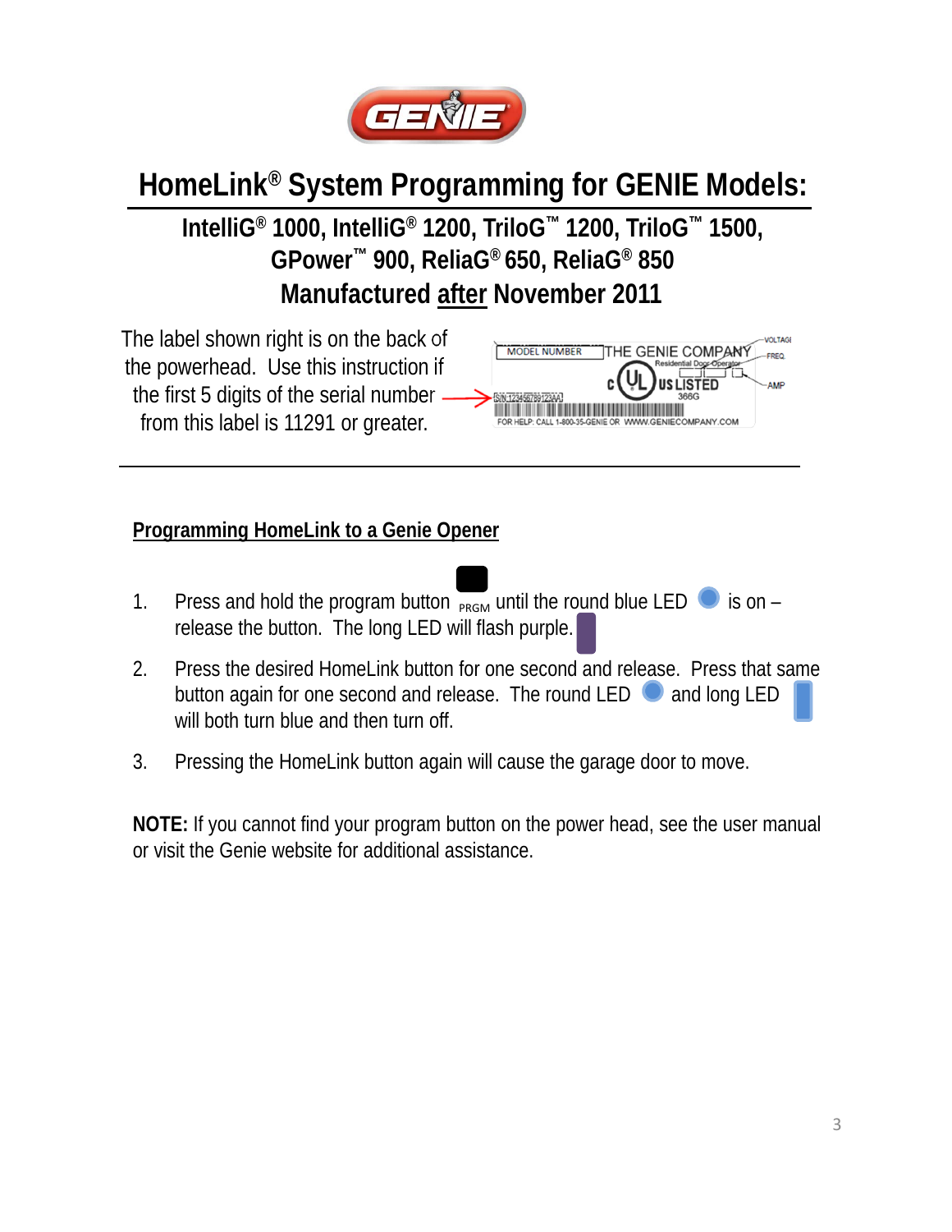# HomeLink® System Programming for GENIE Models:

## IntelliG® 1000, IntelliG® 1200, TriloG™ 1200, TriloG™ 1500, GPower™ 900, ReliaG® 650, ReliaG® 850 Manufactured after November 2011

The label shown right is on the back of the powerhead. Use this instruction if the first 5 digits of the serial number from this label is 11291 or greater.

MODEL NUMBER THE GENIE COMPANY Residential Door Operator VOLTAGE FREQ. AMP US LISTED 366G S/N:123456789123AA FOR HELP: CALL 1-800-35-GENIE OR WWW.GENIECOMPANY.COM

---

### Programming HomeLink to a Genie Opener

1. Press and hold the program button PRGM until the round blue LED is on – release the button. The long LED will flash purple.
2. Press the desired HomeLink button for one second and release. Press that same button again for one second and release. The round LED and long LED will both turn blue and then turn off.
3. Pressing the HomeLink button again will cause the garage door to move.

**NOTE:** If you cannot find your program button on the power head, see the user manual or visit the Genie website for additional assistance.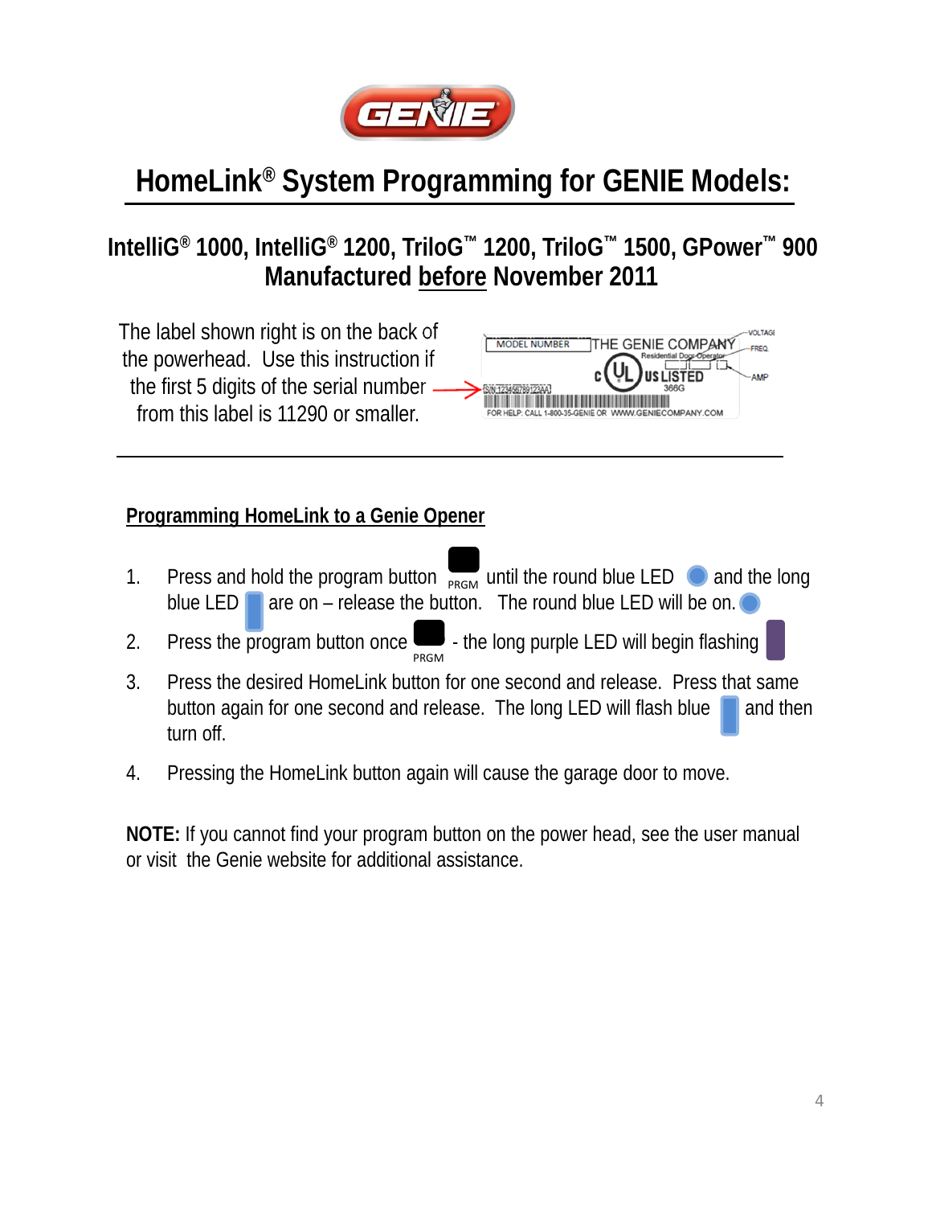# HomeLink® System Programming for GENIE Models:

## IntelliG® 1000, IntelliG® 1200, TriloG™ 1200, TriloG™ 1500, GPower™ 900 Manufactured before November 2011

The label shown right is on the back of the powerhead. Use this instruction if the first 5 digits of the serial number from this label is 11290 or smaller.

---

### Programming HomeLink to a Genie Opener

1. Press and hold the program button PRGM until the round blue LED and the long blue LED are on – release the button. The round blue LED will be on.
2. Press the program button once PRGM - the long purple LED will begin flashing
3. Press the desired HomeLink button for one second and release. Press that same button again for one second and release. The long LED will flash blue and then turn off.
4. Pressing the HomeLink button again will cause the garage door to move.

**NOTE:** If you cannot find your program button on the power head, see the user manual or visit the Genie website for additional assistance.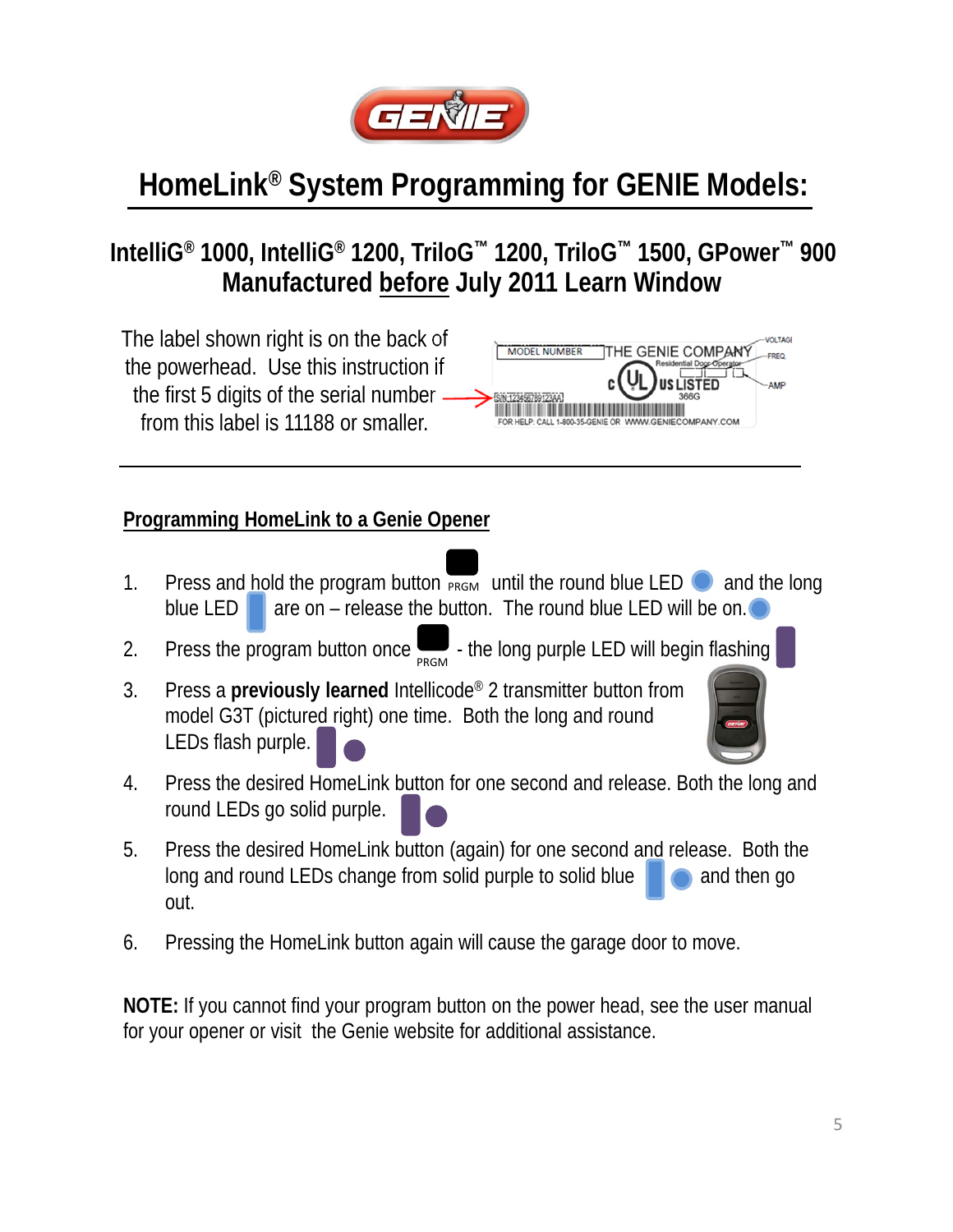# HomeLink® System Programming for GENIE Models:

## IntelliG® 1000, IntelliG® 1200, TriloG™ 1200, TriloG™ 1500, GPower™ 900 Manufactured before July 2011 Learn Window

The label shown right is on the back of the powerhead. Use this instruction if the first 5 digits of the serial number from this label is 11188 or smaller.

MODEL NUMBER | THE GENIE COMPANY | Residential Door Operator | VOLTAGE | FREQ. | AMP | c UL US LISTED 366G | S/N: 123456789123AAJ | FOR HELP: CALL 1-800-35-GENIE OR WWW.GENIECOMPANY.COM

---

### Programming HomeLink to a Genie Opener

1. Press and hold the program button PRGM until the round blue LED and the long blue LED are on – release the button. The round blue LED will be on.
2. Press the program button once PRGM - the long purple LED will begin flashing
3. Press a **previously learned** Intellicode® 2 transmitter button from model G3T (pictured right) one time. Both the long and round LEDs flash purple.
4. Press the desired HomeLink button for one second and release. Both the long and round LEDs go solid purple.
5. Press the desired HomeLink button (again) for one second and release. Both the long and round LEDs change from solid purple to solid blue and then go out.
6. Pressing the HomeLink button again will cause the garage door to move.

**NOTE:** If you cannot find your program button on the power head, see the user manual for your opener or visit the Genie website for additional assistance.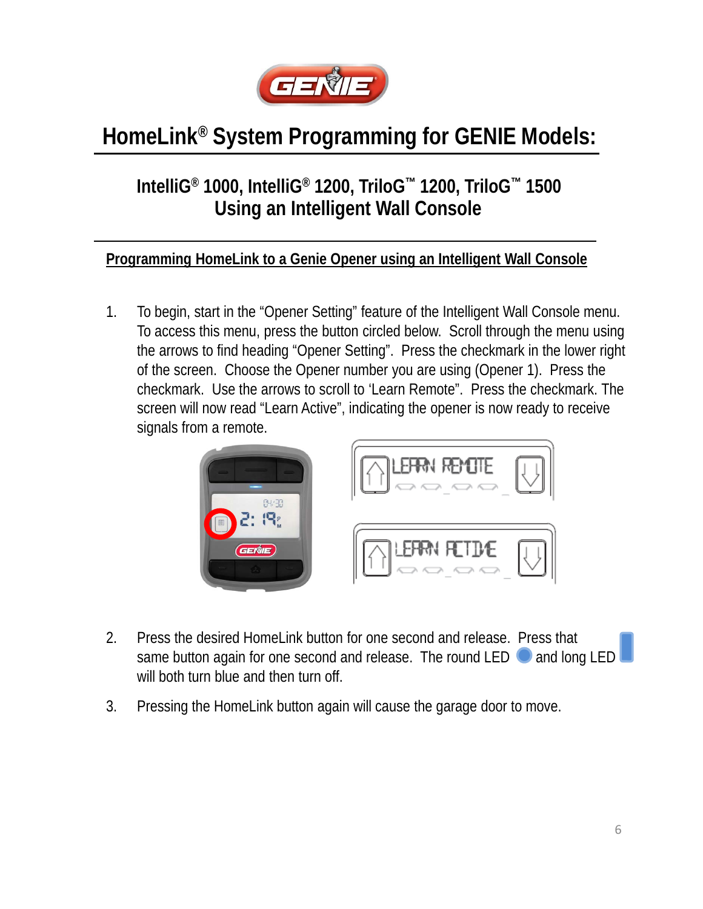# HomeLink® System Programming for GENIE Models:

## IntelliG® 1000, IntelliG® 1200, TriloG™ 1200, TriloG™ 1500 Using an Intelligent Wall Console

### Programming HomeLink to a Genie Opener using an Intelligent Wall Console

1. To begin, start in the "Opener Setting" feature of the Intelligent Wall Console menu. To access this menu, press the button circled below. Scroll through the menu using the arrows to find heading "Opener Setting". Press the checkmark in the lower right of the screen. Choose the Opener number you are using (Opener 1). Press the checkmark. Use the arrows to scroll to 'Learn Remote". Press the checkmark. The screen will now read "Learn Active", indicating the opener is now ready to receive signals from a remote.

2. Press the desired HomeLink button for one second and release. Press that same button again for one second and release. The round LED and long LED will both turn blue and then turn off.

3. Pressing the HomeLink button again will cause the garage door to move.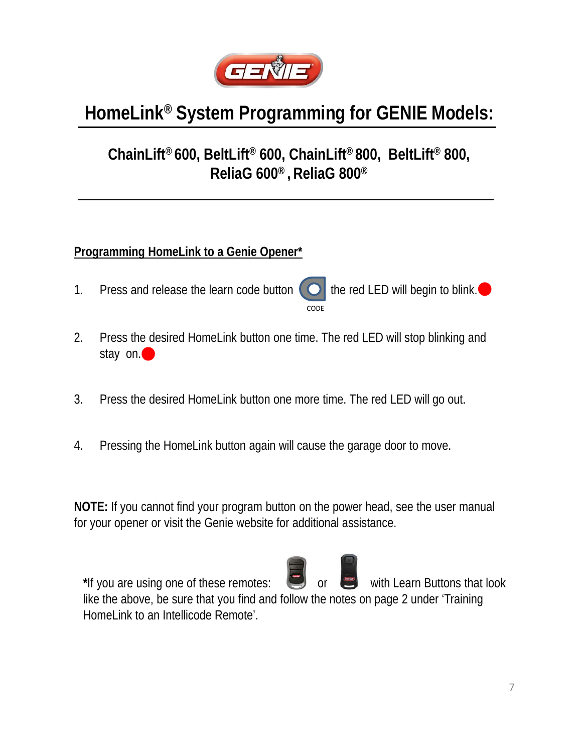# HomeLink® System Programming for GENIE Models:

## ChainLift® 600, BeltLift® 600, ChainLift® 800, BeltLift® 800, ReliaG 600®, ReliaG 800®

### Programming HomeLink to a Genie Opener*

1. Press and release the learn code button CODE the red LED will begin to blink.
2. Press the desired HomeLink button one time. The red LED will stop blinking and stay on.
3. Press the desired HomeLink button one more time. The red LED will go out.
4. Pressing the HomeLink button again will cause the garage door to move.

**NOTE:** If you cannot find your program button on the power head, see the user manual for your opener or visit the Genie website for additional assistance.

***If you are using one of these remotes:** or with Learn Buttons that look like the above, be sure that you find and follow the notes on page 2 under 'Training HomeLink to an Intellicode Remote'.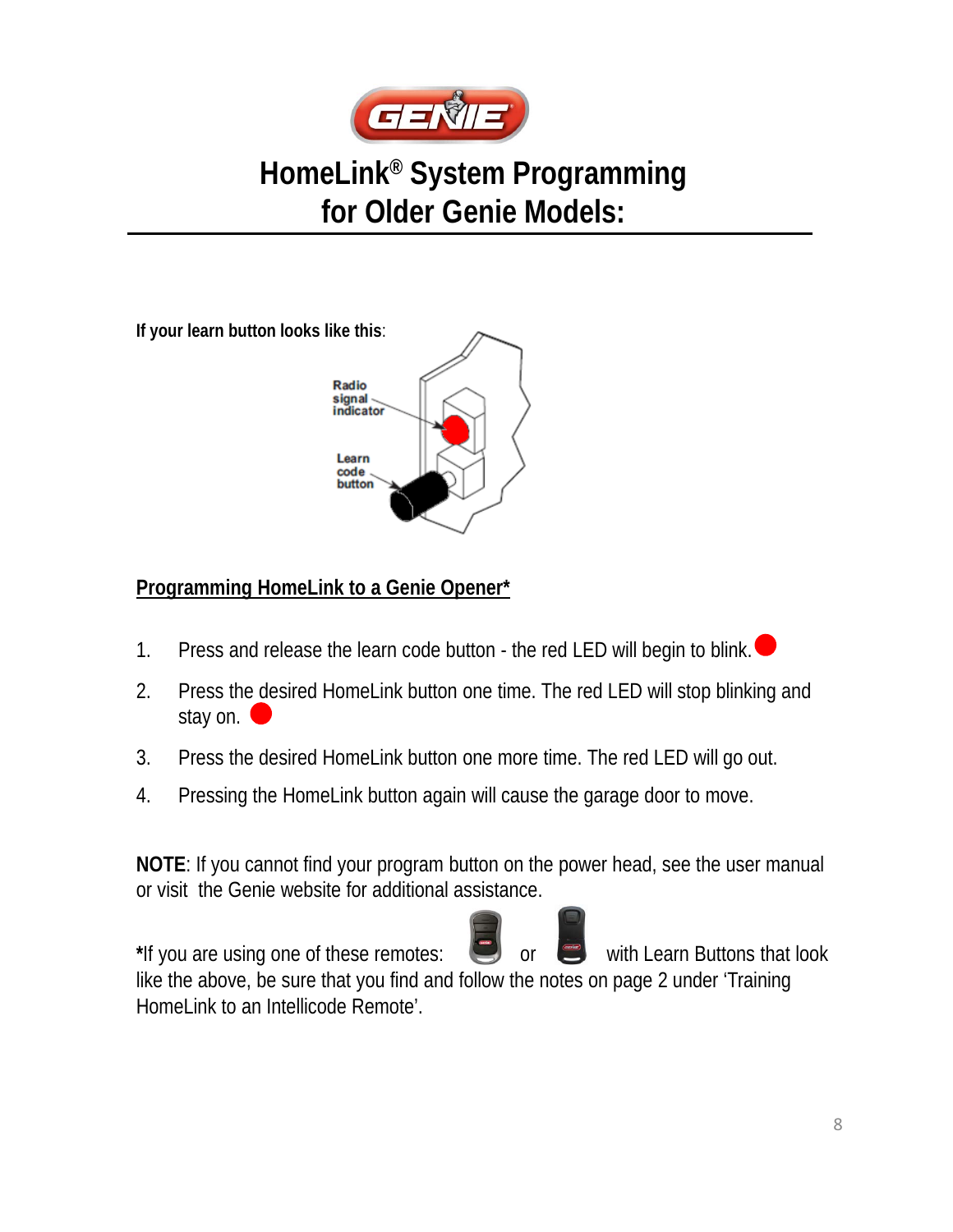# HomeLink® System Programming for Older Genie Models:

**If your learn button looks like this**:

Radio signal indicator

Learn code button

## Programming HomeLink to a Genie Opener*

1. Press and release the learn code button - the red LED will begin to blink.
2. Press the desired HomeLink button one time. The red LED will stop blinking and stay on.
3. Press the desired HomeLink button one more time. The red LED will go out.
4. Pressing the HomeLink button again will cause the garage door to move.

**NOTE**: If you cannot find your program button on the power head, see the user manual or visit the Genie website for additional assistance.

***If you are using one of these remotes:** or with Learn Buttons that look like the above, be sure that you find and follow the notes on page 2 under 'Training HomeLink to an Intellicode Remote'.